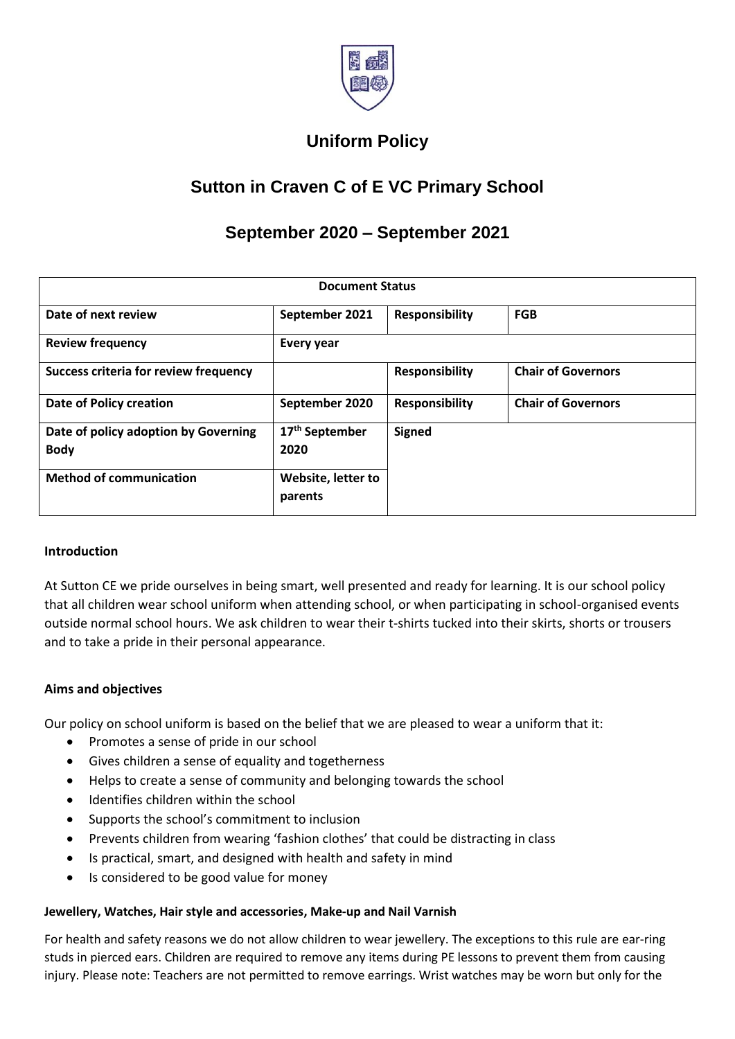# Uniform Policy

# Sutton in Craven C of E VC Primary School

## September 2020 – September 2021

| Document Status | | | |
|---|---|---|---|
| **Date of next review** | **September 2021** | **Responsibility** | **FGB** |
| **Review frequency** | **Every year** | | |
| **Success criteria for review frequency** | | **Responsibility** | **Chair of Governors** |
| **Date of Policy creation** | **September 2020** | **Responsibility** | **Chair of Governors** |
| **Date of policy adoption by Governing Body** | **17th September 2020** | **Signed** | |
| **Method of communication** | **Website, letter to parents** | | |

### Introduction

At Sutton CE we pride ourselves in being smart, well presented and ready for learning. It is our school policy that all children wear school uniform when attending school, or when participating in school-organised events outside normal school hours. We ask children to wear their t-shirts tucked into their skirts, shorts or trousers and to take a pride in their personal appearance.

### Aims and objectives

Our policy on school uniform is based on the belief that we are pleased to wear a uniform that it:

- Promotes a sense of pride in our school
- Gives children a sense of equality and togetherness
- Helps to create a sense of community and belonging towards the school
- Identifies children within the school
- Supports the school's commitment to inclusion
- Prevents children from wearing 'fashion clothes' that could be distracting in class
- Is practical, smart, and designed with health and safety in mind
- Is considered to be good value for money

#### Jewellery, Watches, Hair style and accessories, Make-up and Nail Varnish

For health and safety reasons we do not allow children to wear jewellery. The exceptions to this rule are ear-ring studs in pierced ears. Children are required to remove any items during PE lessons to prevent them from causing injury. Please note: Teachers are not permitted to remove earrings. Wrist watches may be worn but only for the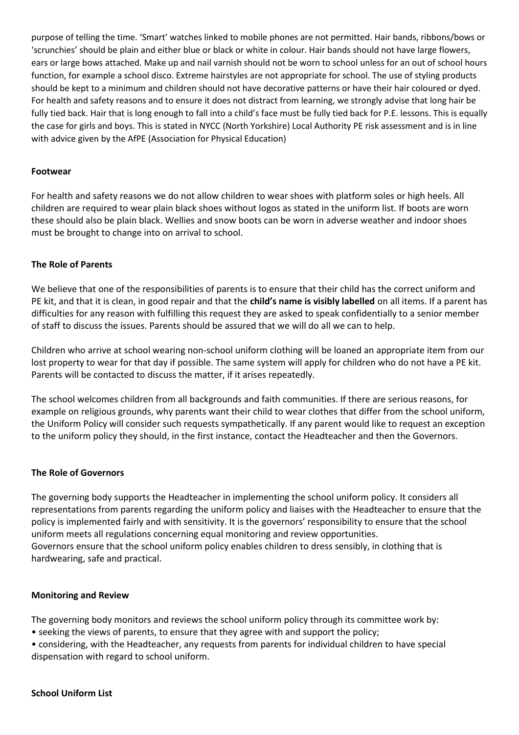purpose of telling the time. 'Smart' watches linked to mobile phones are not permitted. Hair bands, ribbons/bows or 'scrunchies' should be plain and either blue or black or white in colour. Hair bands should not have large flowers, ears or large bows attached. Make up and nail varnish should not be worn to school unless for an out of school hours function, for example a school disco. Extreme hairstyles are not appropriate for school. The use of styling products should be kept to a minimum and children should not have decorative patterns or have their hair coloured or dyed. For health and safety reasons and to ensure it does not distract from learning, we strongly advise that long hair be fully tied back. Hair that is long enough to fall into a child's face must be fully tied back for P.E. lessons. This is equally the case for girls and boys. This is stated in NYCC (North Yorkshire) Local Authority PE risk assessment and is in line with advice given by the AfPE (Association for Physical Education)

**Footwear**

For health and safety reasons we do not allow children to wear shoes with platform soles or high heels. All children are required to wear plain black shoes without logos as stated in the uniform list. If boots are worn these should also be plain black. Wellies and snow boots can be worn in adverse weather and indoor shoes must be brought to change into on arrival to school.

**The Role of Parents**

We believe that one of the responsibilities of parents is to ensure that their child has the correct uniform and PE kit, and that it is clean, in good repair and that the **child's name is visibly labelled** on all items. If a parent has difficulties for any reason with fulfilling this request they are asked to speak confidentially to a senior member of staff to discuss the issues. Parents should be assured that we will do all we can to help.

Children who arrive at school wearing non-school uniform clothing will be loaned an appropriate item from our lost property to wear for that day if possible. The same system will apply for children who do not have a PE kit. Parents will be contacted to discuss the matter, if it arises repeatedly.

The school welcomes children from all backgrounds and faith communities. If there are serious reasons, for example on religious grounds, why parents want their child to wear clothes that differ from the school uniform, the Uniform Policy will consider such requests sympathetically. If any parent would like to request an exception to the uniform policy they should, in the first instance, contact the Headteacher and then the Governors.

**The Role of Governors**

The governing body supports the Headteacher in implementing the school uniform policy. It considers all representations from parents regarding the uniform policy and liaises with the Headteacher to ensure that the policy is implemented fairly and with sensitivity. It is the governors' responsibility to ensure that the school uniform meets all regulations concerning equal monitoring and review opportunities.
Governors ensure that the school uniform policy enables children to dress sensibly, in clothing that is hardwearing, safe and practical.

**Monitoring and Review**

The governing body monitors and reviews the school uniform policy through its committee work by:

- seeking the views of parents, to ensure that they agree with and support the policy;
- considering, with the Headteacher, any requests from parents for individual children to have special dispensation with regard to school uniform.

**School Uniform List**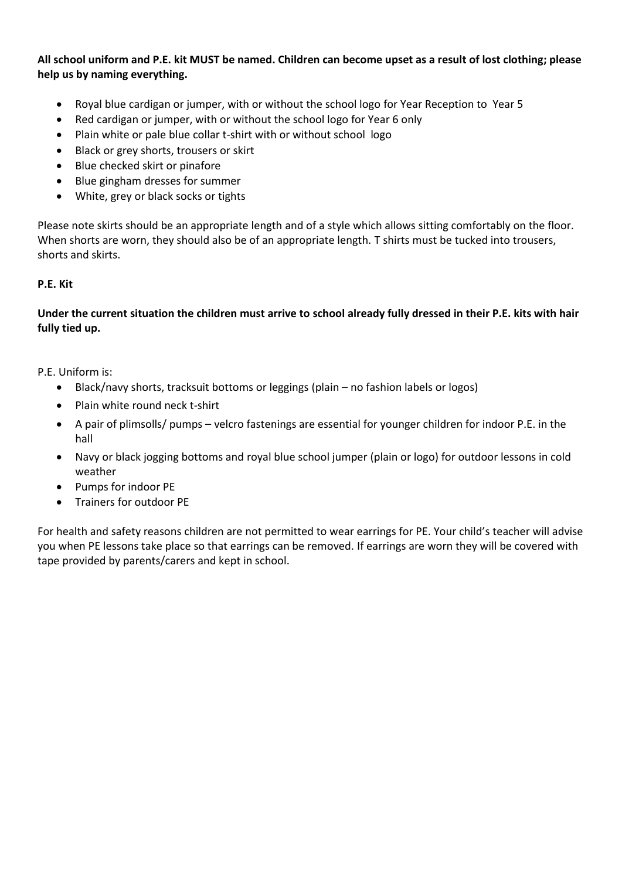**All school uniform and P.E. kit MUST be named. Children can become upset as a result of lost clothing; please help us by naming everything.**

- Royal blue cardigan or jumper, with or without the school logo for Year Reception to Year 5
- Red cardigan or jumper, with or without the school logo for Year 6 only
- Plain white or pale blue collar t-shirt with or without school logo
- Black or grey shorts, trousers or skirt
- Blue checked skirt or pinafore
- Blue gingham dresses for summer
- White, grey or black socks or tights

Please note skirts should be an appropriate length and of a style which allows sitting comfortably on the floor. When shorts are worn, they should also be of an appropriate length. T shirts must be tucked into trousers, shorts and skirts.

**P.E. Kit**

**Under the current situation the children must arrive to school already fully dressed in their P.E. kits with hair fully tied up.**

P.E. Uniform is:

- Black/navy shorts, tracksuit bottoms or leggings (plain – no fashion labels or logos)
- Plain white round neck t-shirt
- A pair of plimsolls/ pumps – velcro fastenings are essential for younger children for indoor P.E. in the hall
- Navy or black jogging bottoms and royal blue school jumper (plain or logo) for outdoor lessons in cold weather
- Pumps for indoor PE
- Trainers for outdoor PE

For health and safety reasons children are not permitted to wear earrings for PE. Your child's teacher will advise you when PE lessons take place so that earrings can be removed. If earrings are worn they will be covered with tape provided by parents/carers and kept in school.